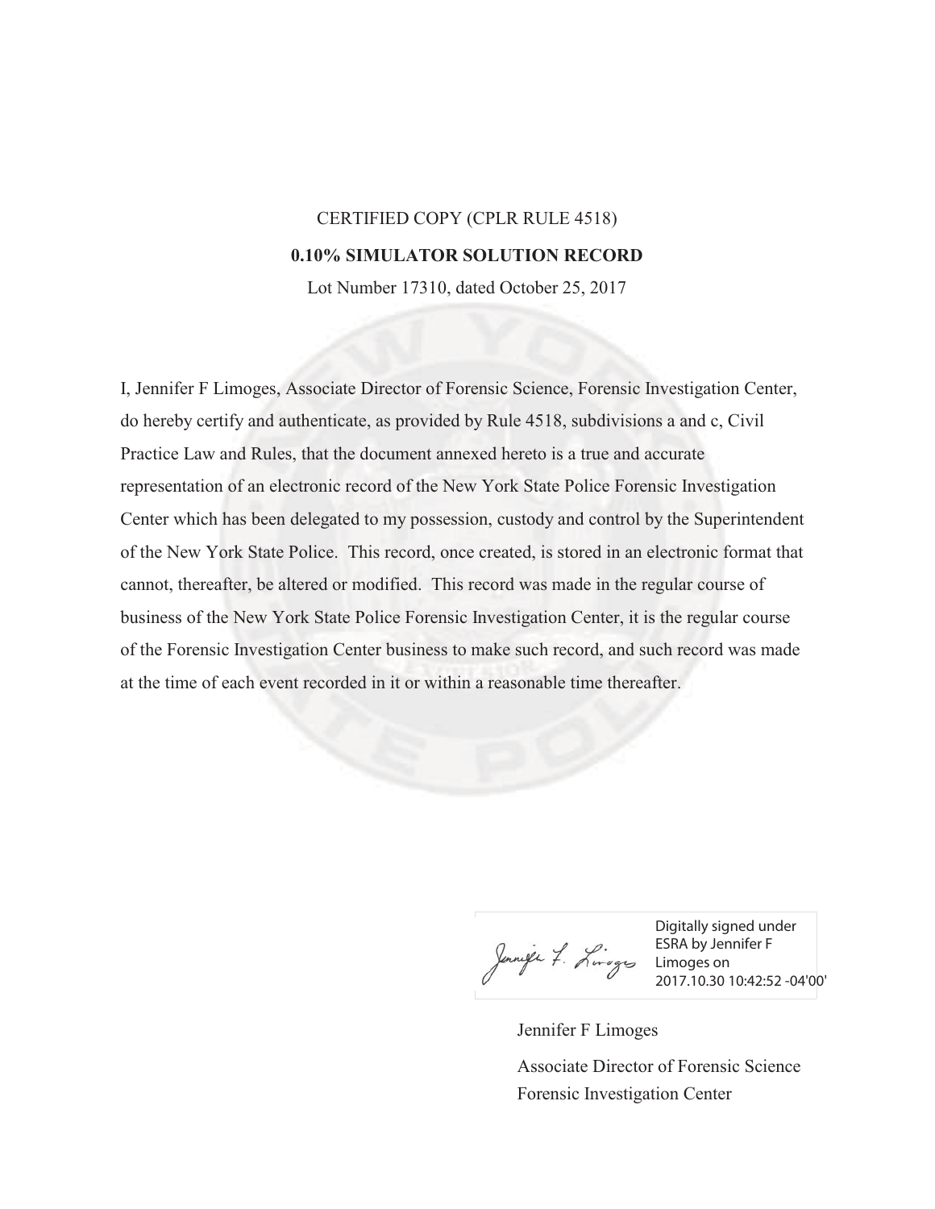CERTIFIED COPY (CPLR RULE 4518)

**0.10% SIMULATOR SOLUTION RECORD**

Lot Number 17310, dated October 25, 2017

I, Jennifer F Limoges, Associate Director of Forensic Science, Forensic Investigation Center, do hereby certify and authenticate, as provided by Rule 4518, subdivisions a and c, Civil Practice Law and Rules, that the document annexed hereto is a true and accurate representation of an electronic record of the New York State Police Forensic Investigation Center which has been delegated to my possession, custody and control by the Superintendent of the New York State Police. This record, once created, is stored in an electronic format that cannot, thereafter, be altered or modified. This record was made in the regular course of business of the New York State Police Forensic Investigation Center, it is the regular course of the Forensic Investigation Center business to make such record, and such record was made at the time of each event recorded in it or within a reasonable time thereafter.

Digitally signed under ESRA by Jennifer F Limoges on 2017.10.30 10:42:52 -04'00'

Jennifer F Limoges

Associate Director of Forensic Science

Forensic Investigation Center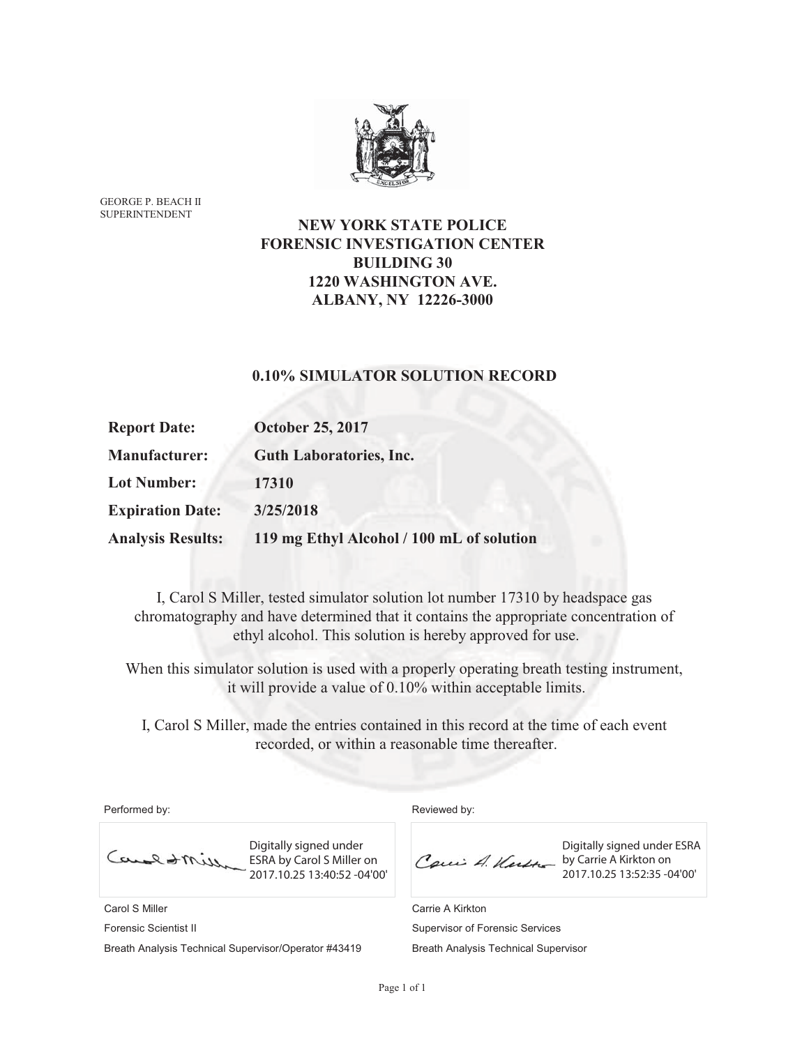GEORGE P. BEACH II
SUPERINTENDENT

**NEW YORK STATE POLICE**
**FORENSIC INVESTIGATION CENTER**
**BUILDING 30**
**1220 WASHINGTON AVE.**
**ALBANY, NY 12226-3000**

## 0.10% SIMULATOR SOLUTION RECORD

| | |
|---|---|
| **Report Date:** | **October 25, 2017** |
| **Manufacturer:** | **Guth Laboratories, Inc.** |
| **Lot Number:** | **17310** |
| **Expiration Date:** | **3/25/2018** |
| **Analysis Results:** | **119 mg Ethyl Alcohol / 100 mL of solution** |

I, Carol S Miller, tested simulator solution lot number 17310 by headspace gas chromatography and have determined that it contains the appropriate concentration of ethyl alcohol. This solution is hereby approved for use.

When this simulator solution is used with a properly operating breath testing instrument, it will provide a value of 0.10% within acceptable limits.

I, Carol S Miller, made the entries contained in this record at the time of each event recorded, or within a reasonable time thereafter.

| Performed by: | Reviewed by: |
|---|---|
| Digitally signed under ESRA by Carol S Miller on 2017.10.25 13:40:52 -04'00' | Digitally signed under ESRA by Carrie A Kirkton on 2017.10.25 13:52:35 -04'00' |
| Carol S Miller | Carrie A Kirkton |
| Forensic Scientist II | Supervisor of Forensic Services |
| Breath Analysis Technical Supervisor/Operator #43419 | Breath Analysis Technical Supervisor |